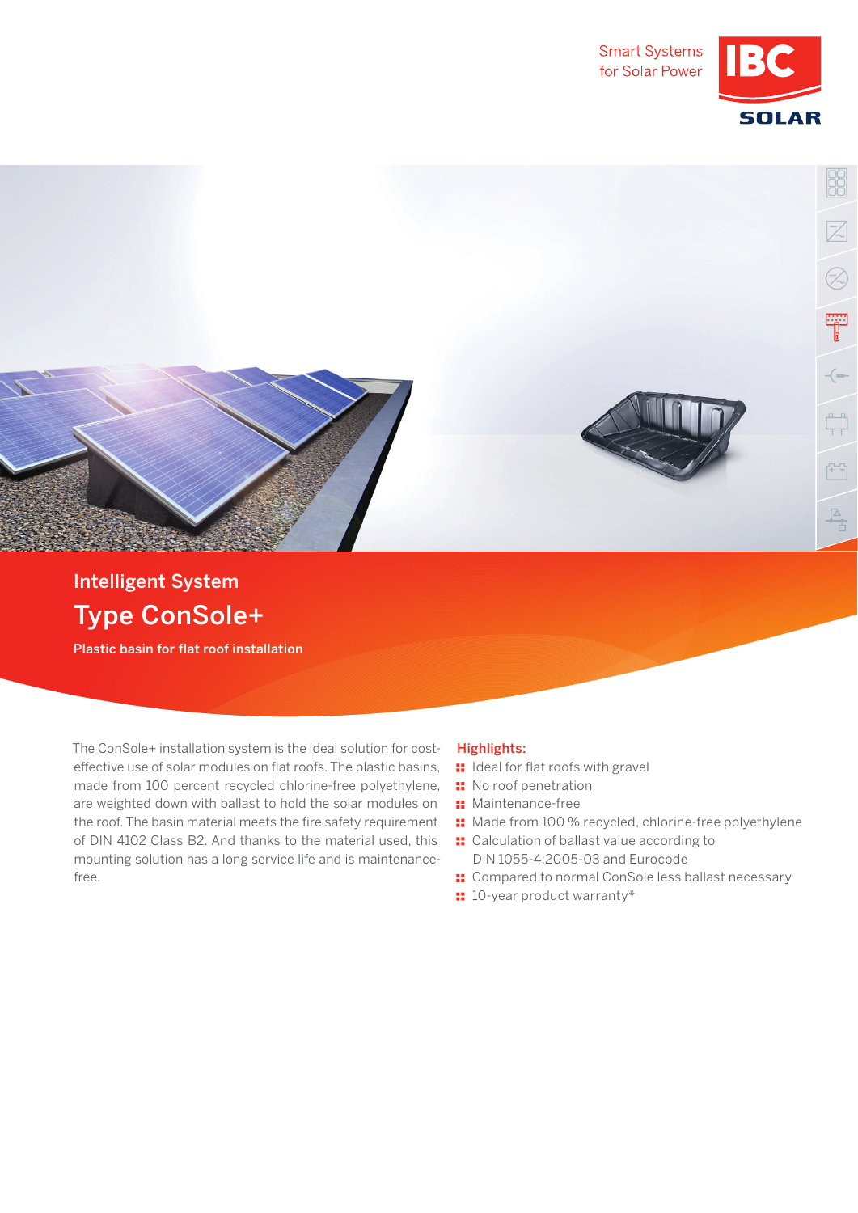Smart Systems for Solar Power

IBC SOLAR

## Intelligent System

# Type ConSole+

**Plastic basin for flat roof installation**

The ConSole+ installation system is the ideal solution for cost-effective use of solar modules on flat roofs. The plastic basins, made from 100 percent recycled chlorine-free polyethylene, are weighted down with ballast to hold the solar modules on the roof. The basin material meets the fire safety requirement of DIN 4102 Class B2. And thanks to the material used, this mounting solution has a long service life and is maintenance-free.

**Highlights:**

- Ideal for flat roofs with gravel
- No roof penetration
- Maintenance-free
- Made from 100 % recycled, chlorine-free polyethylene
- Calculation of ballast value according to DIN 1055-4:2005-03 and Eurocode
- Compared to normal ConSole less ballast necessary
- 10-year product warranty*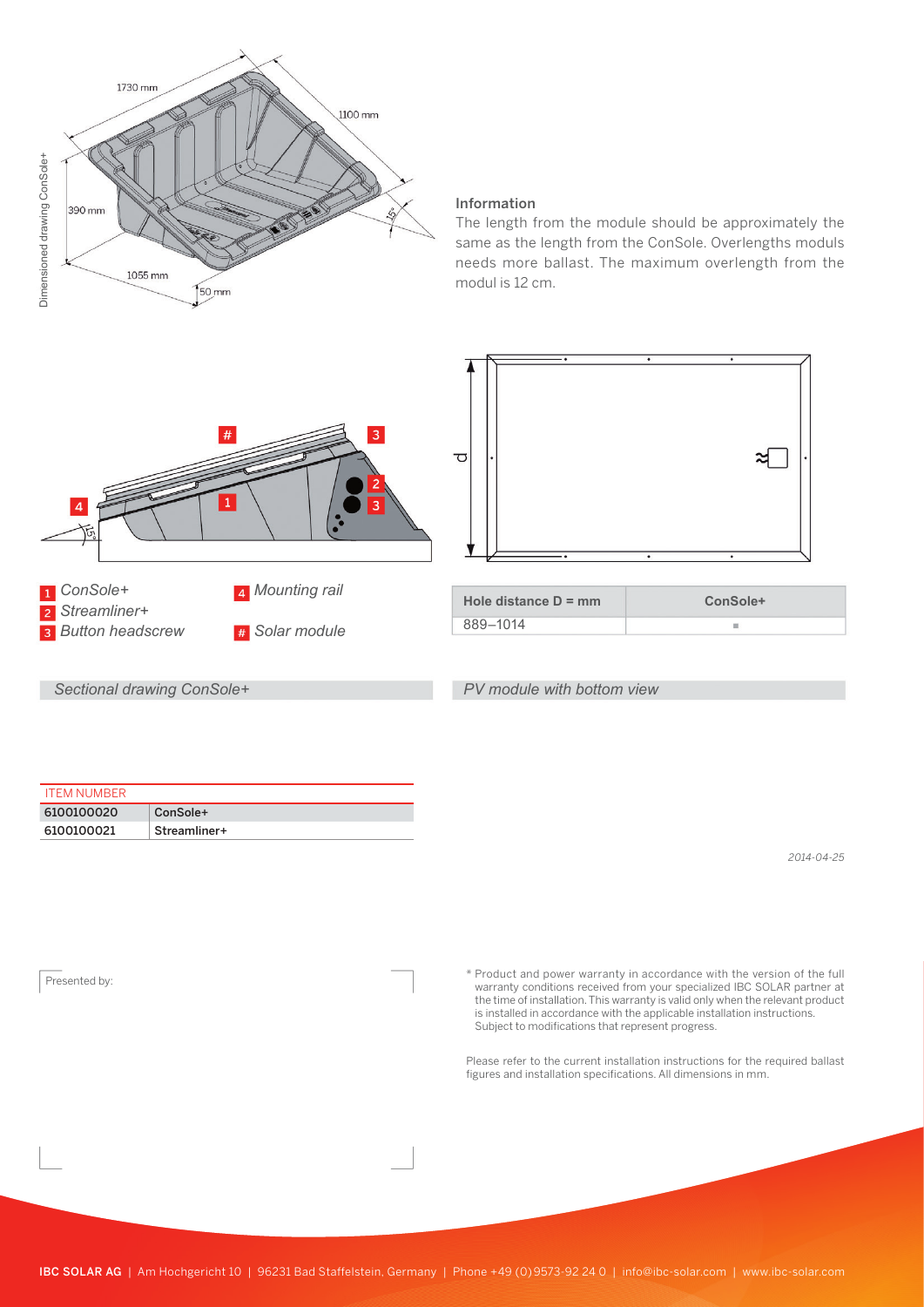Dimensioned drawing ConSole+

1730 mm

1100 mm

390 mm

15°

1055 mm

50 mm

### Information

The length from the module should be approximately the same as the length from the ConSole. Overlengths moduls needs more ballast. The maximum overlength from the modul is 12 cm.

#

3

2

4

1

3

15°

d

1 *ConSole+*
2 *Streamliner+*
3 *Button headscrew*
4 *Mounting rail*
# *Solar module*

| Hole distance D = mm | ConSole+ |
| --- | --- |
| 889–1014 | ■ |

*Sectional drawing ConSole+*

*PV module with bottom view*

| ITEM NUMBER | |
| --- | --- |
| 6100100020 | ConSole+ |
| 6100100021 | Streamliner+ |

*2014-04-25*

Presented by:

\* Product and power warranty in accordance with the version of the full warranty conditions received from your specialized IBC SOLAR partner at the time of installation. This warranty is valid only when the relevant product is installed in accordance with the applicable installation instructions. Subject to modifications that represent progress.

Please refer to the current installation instructions for the required ballast figures and installation specifications. All dimensions in mm.

**IBC SOLAR AG** | Am Hochgericht 10 | 96231 Bad Staffelstein, Germany | Phone +49 (0) 9573-92 24 0 | info@ibc-solar.com | www.ibc-solar.com